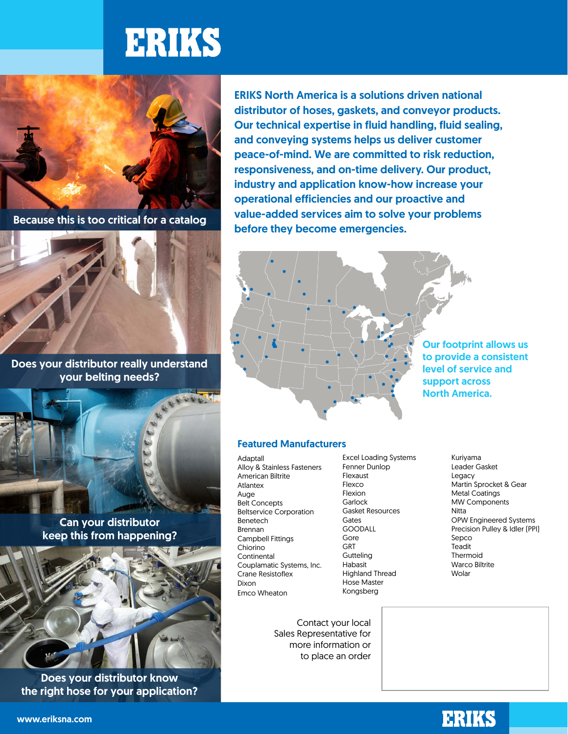# ERIKS

Because this is too critical for a catalog

Does your distributor really understand your belting needs?

Can your distributor keep this from happening?

Does your distributor know the right hose for your application?

**ERIKS North America is a solutions driven national distributor of hoses, gaskets, and conveyor products. Our technical expertise in fluid handling, fluid sealing, and conveying systems helps us deliver customer peace-of-mind. We are committed to risk reduction, responsiveness, and on-time delivery. Our product, industry and application know-how increase your operational efficiencies and our proactive and value-added services aim to solve your problems before they become emergencies.**

**Our footprint allows us to provide a consistent level of service and support across North America.**

## Featured Manufacturers

- Adaptall
- Alloy & Stainless Fasteners
- American Biltrite
- Atlantex
- Auge
- Belt Concepts
- Beltservice Corporation
- Benetech
- Brennan
- Campbell Fittings
- Chiorino
- Continental
- Couplamatic Systems, Inc.
- Crane Resistoflex
- Dixon
- Emco Wheaton
- Excel Loading Systems
- Fenner Dunlop
- Flexaust
- Flexco
- Flexion
- Garlock
- Gasket Resources
- Gates
- GOODALL
- Gore
- GRT
- Gutteling
- Habasit
- Highland Thread
- Hose Master
- Kongsberg
- Kuriyama
- Leader Gasket
- Legacy
- Martin Sprocket & Gear
- Metal Coatings
- MW Components
- Nitta
- OPW Engineered Systems
- Precision Pulley & Idler (PPI)
- Sepco
- Teadit
- Thermoid
- Warco Biltrite
- Wolar

Contact your local Sales Representative for more information or to place an order

www.eriksna.com

ERIKS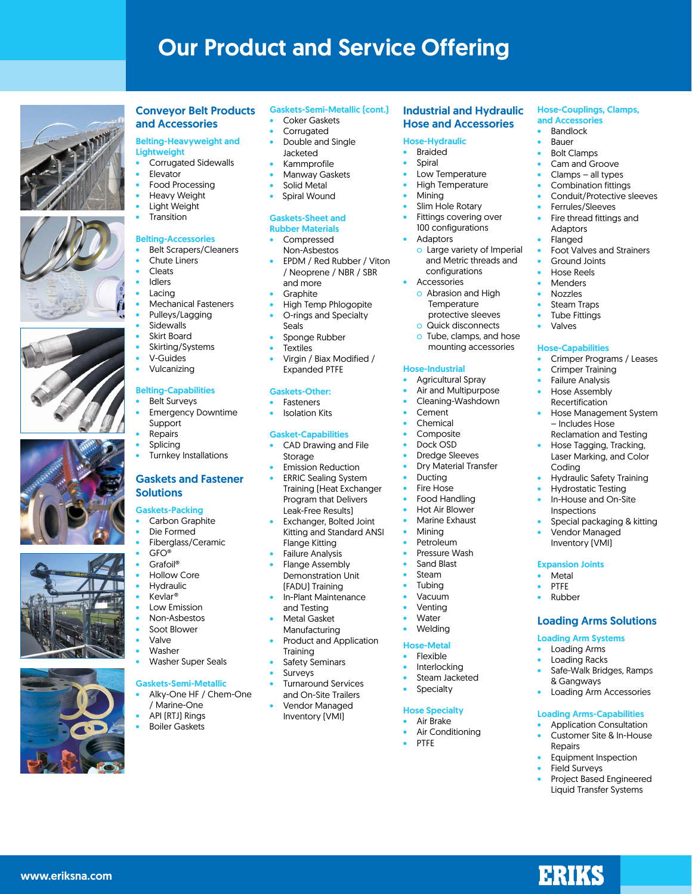# Our Product and Service Offering

## Conveyor Belt Products and Accessories

### Belting-Heavyweight and Lightweight

- Corrugated Sidewalls
- Elevator
- Food Processing
- Heavy Weight
- Light Weight
- Transition

### Belting-Accessories

- Belt Scrapers/Cleaners
- Chute Liners
- Cleats
- Idlers
- Lacing
- Mechanical Fasteners
- Pulleys/Lagging
- Sidewalls
- Skirt Board
- Skirting/Systems
- V-Guides
- Vulcanizing

### Belting-Capabilities

- Belt Surveys
- Emergency Downtime Support
- Repairs
- Splicing
- Turnkey Installations

## Gaskets and Fastener Solutions

### Gaskets-Packing

- Carbon Graphite
- Die Formed
- Fiberglass/Ceramic
- GFO®
- Grafoil®
- Hollow Core
- Hydraulic
- Kevlar®
- Low Emission
- Non-Asbestos
- Soot Blower
- Valve
- Washer
- Washer Super Seals

### Gaskets-Semi-Metallic

- Alky-One HF / Chem-One / Marine-One
- API (RTJ) Rings
- Boiler Gaskets

### Gaskets-Semi-Metallic (cont.)

- Coker Gaskets
- Corrugated
- Double and Single Jacketed
- Kammprofile
- Manway Gaskets
- Solid Metal
- Spiral Wound

### Gaskets-Sheet and Rubber Materials

- Compressed Non-Asbestos
- EPDM / Red Rubber / Viton / Neoprene / NBR / SBR and more
- Graphite
- High Temp Phlogopite
- O-rings and Specialty Seals
- Sponge Rubber
- Textiles
- Virgin / Biax Modified / Expanded PTFE

### Gaskets-Other:

- Fasteners
- Isolation Kits

### Gasket-Capabilities

- CAD Drawing and File Storage
- Emission Reduction
- ERRIC Sealing System Training (Heat Exchanger Program that Delivers Leak-Free Results)
- Exchanger, Bolted Joint Kitting and Standard ANSI Flange Kitting
- Failure Analysis
- Flange Assembly Demonstration Unit (FADU) Training
- In-Plant Maintenance and Testing
- Metal Gasket Manufacturing
- Product and Application Training
- Safety Seminars
- Surveys
- Turnaround Services and On-Site Trailers
- Vendor Managed Inventory (VMI)

## Industrial and Hydraulic Hose and Accessories

### Hose-Hydraulic

- Braided
- Spiral
- Low Temperature
- High Temperature
- Mining
- Slim Hole Rotary
- Fittings covering over 100 configurations
- Adaptors
  - Large variety of Imperial and Metric threads and configurations
- Accessories
  - Abrasion and High Temperature protective sleeves
  - Quick disconnects
  - Tube, clamps, and hose mounting accessories

### Hose-Industrial

- Agricultural Spray
- Air and Multipurpose
- Cleaning-Washdown
- Cement
- Chemical
- Composite
- Dock OSD
- Dredge Sleeves
- Dry Material Transfer
- Ducting
- Fire Hose
- Food Handling
- Hot Air Blower
- Marine Exhaust
- Mining
- Petroleum
- Pressure Wash
- Sand Blast
- Steam
- Tubing
- Vacuum
- Venting
- Water
- Welding

### Hose-Metal

- Flexible
- Interlocking
- Steam Jacketed
- Specialty

### Hose Specialty

- Air Brake
- Air Conditioning
- PTFE

### Hose-Couplings, Clamps, and Accessories

- Bandlock
- Bauer
- Bolt Clamps
- Cam and Groove
- Clamps – all types
- Combination fittings
- Conduit/Protective sleeves
- Ferrules/Sleeves
- Fire thread fittings and Adaptors
- Flanged
- Foot Valves and Strainers
- Ground Joints
- Hose Reels
- Menders
- Nozzles
- Steam Traps
- Tube Fittings
- Valves

### Hose-Capabilities

- Crimper Programs / Leases
- Crimper Training
- Failure Analysis
- Hose Assembly Recertification
- Hose Management System – Includes Hose Reclamation and Testing
- Hose Tagging, Tracking, Laser Marking, and Color Coding
- Hydraulic Safety Training
- Hydrostatic Testing
- In-House and On-Site Inspections
- Special packaging & kitting
- Vendor Managed Inventory (VMI)

### Expansion Joints

- Metal
- PTFE
- Rubber

## Loading Arms Solutions

### Loading Arm Systems

- Loading Arms
- Loading Racks
- Safe-Walk Bridges, Ramps & Gangways
- Loading Arm Accessories

### Loading Arms-Capabilities

- Application Consultation
- Customer Site & In-House Repairs
- Equipment Inspection
- Field Surveys
- Project Based Engineered Liquid Transfer Systems

www.eriksna.com

ERIKS